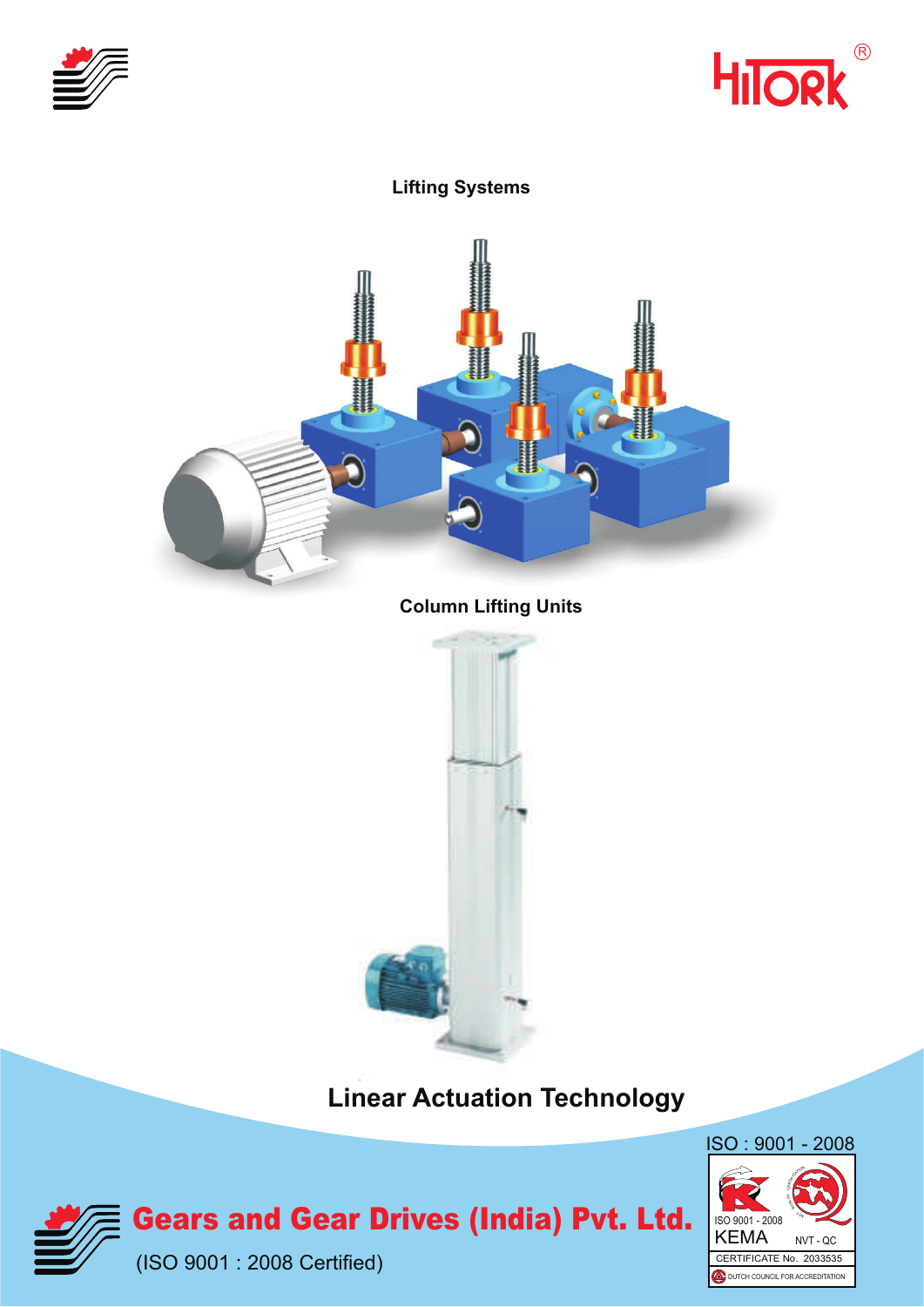HITORK®

## Lifting Systems

## Column Lifting Units

# Linear Actuation Technology

ISO : 9001 - 2008

ISO 9001 - 2008
KEMA
NVT - QC
CERTIFICATE No. 2033535
DUTCH COUNCIL FOR ACCREDITATION

**Gears and Gear Drives (India) Pvt. Ltd.**

(ISO 9001 : 2008 Certified)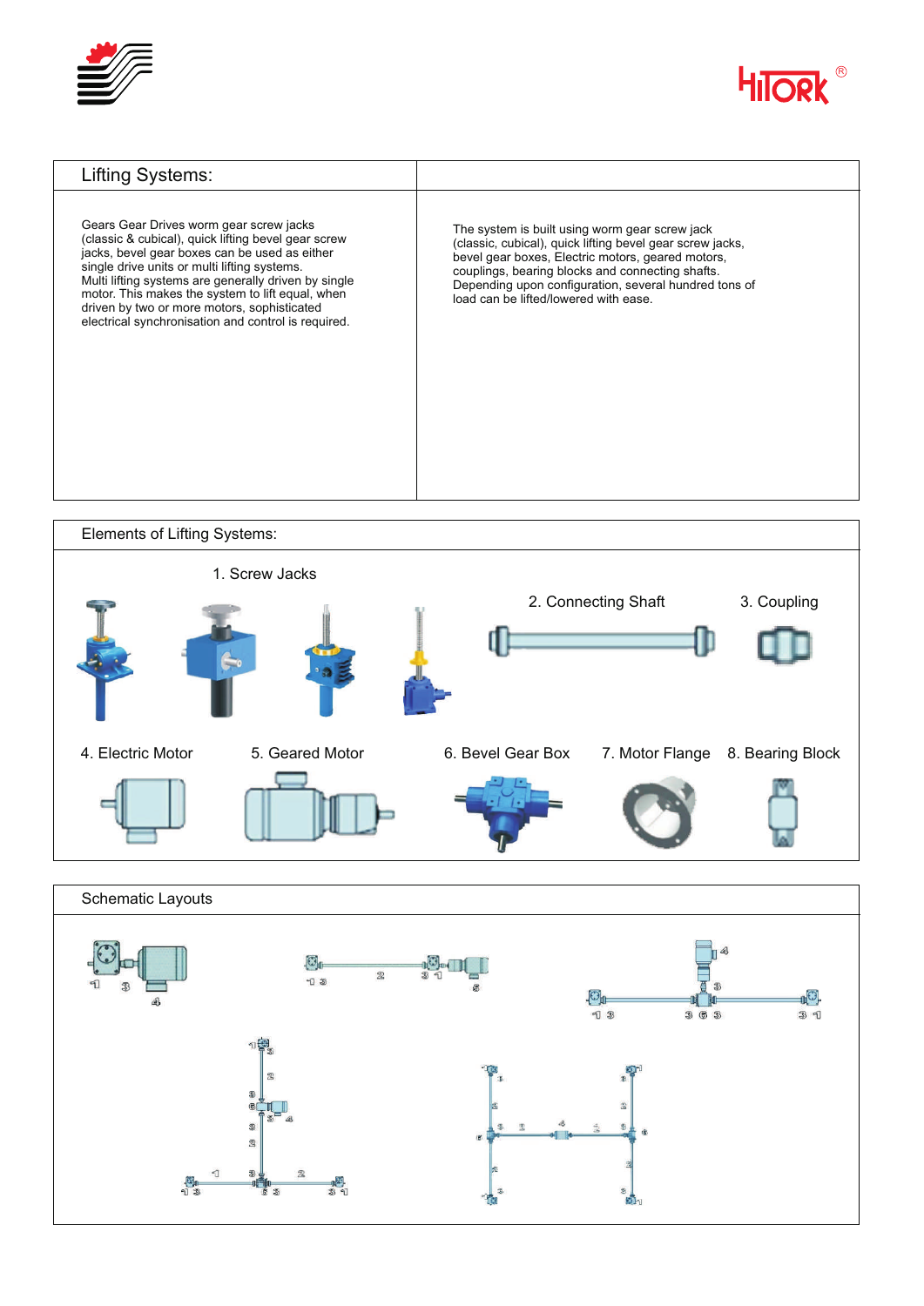## Lifting Systems:

Gears Gear Drives worm gear screw jacks (classic & cubical), quick lifting bevel gear screw jacks, bevel gear boxes can be used as either single drive units or multi lifting systems.
Multi lifting systems are generally driven by single motor. This makes the system to lift equal, when driven by two or more motors, sophisticated electrical synchronisation and control is required.

The system is built using worm gear screw jack (classic, cubical), quick lifting bevel gear screw jacks, bevel gear boxes, Electric motors, geared motors, couplings, bearing blocks and connecting shafts.
Depending upon configuration, several hundred tons of load can be lifted/lowered with ease.

## Elements of Lifting Systems:

1. Screw Jacks
2. Connecting Shaft
3. Coupling
4. Electric Motor
5. Geared Motor
6. Bevel Gear Box
7. Motor Flange
8. Bearing Block

## Schematic Layouts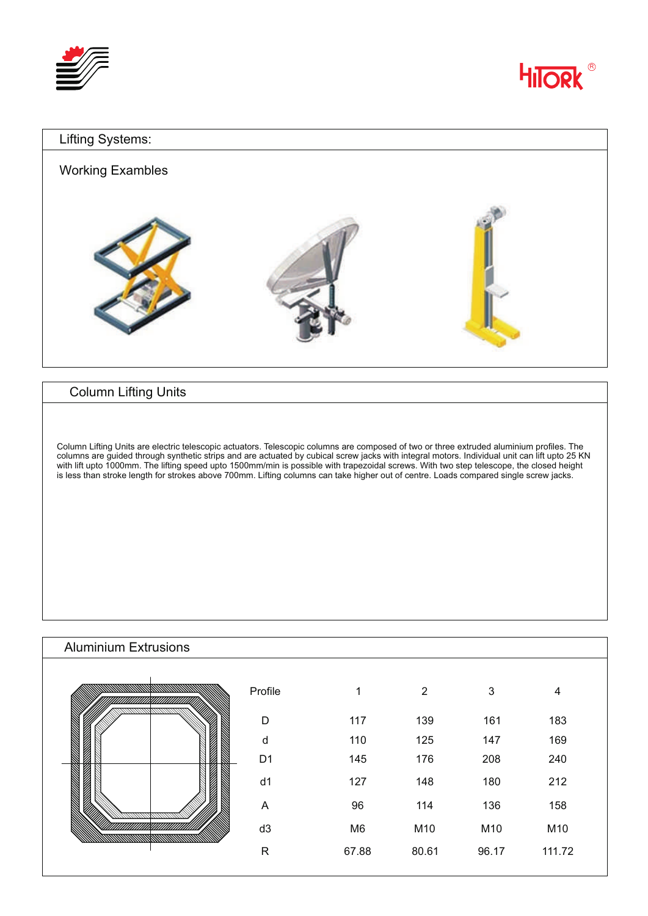## Lifting Systems:

### Working Examables

## Column Lifting Units

Column Lifting Units are electric telescopic actuators. Telescopic columns are composed of two or three extruded aluminium profiles. The columns are guided through synthetic strips and are actuated by cubical screw jacks with integral motors. Individual unit can lift upto 25 KN with lift upto 1000mm. The lifting speed upto 1500mm/min is possible with trapezoidal screws. With two step telescope, the closed height is less than stroke length for strokes above 700mm. Lifting columns can take higher out of centre. Loads compared single screw jacks.

## Aluminium Extrusions

| Profile | 1 | 2 | 3 | 4 |
|---|---|---|---|---|
| D | 117 | 139 | 161 | 183 |
| d | 110 | 125 | 147 | 169 |
| D1 | 145 | 176 | 208 | 240 |
| d1 | 127 | 148 | 180 | 212 |
| A | 96 | 114 | 136 | 158 |
| d3 | M6 | M10 | M10 | M10 |
| R | 67.88 | 80.61 | 96.17 | 111.72 |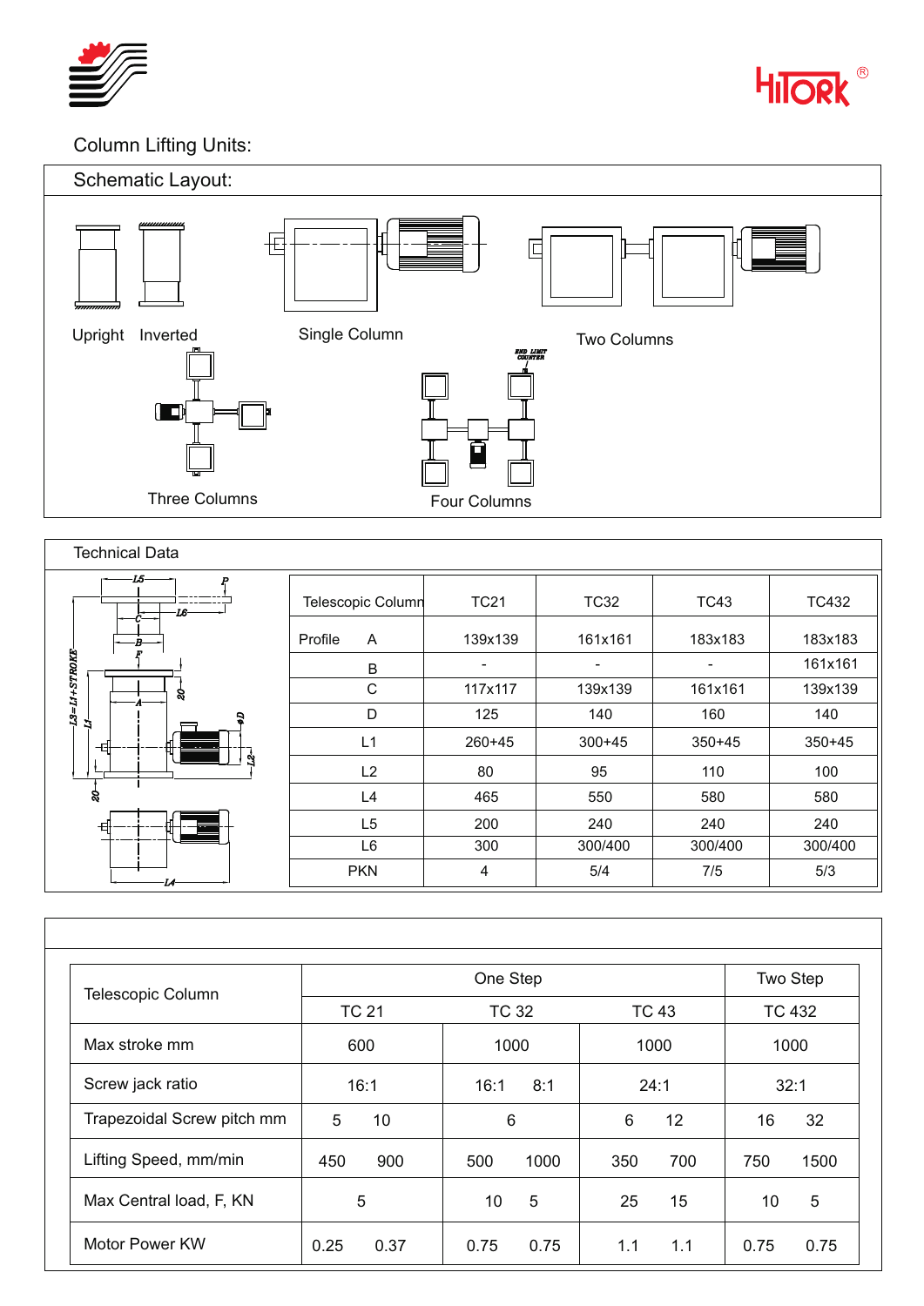Column Lifting Units:

## Schematic Layout:

Upright Inverted

Single Column

Two Columns

Three Columns

Four Columns

## Technical Data

| Telescopic Column | | TC21 | TC32 | TC43 | TC432 |
|---|---|---|---|---|---|
| Profile | A | 139x139 | 161x161 | 183x183 | 183x183 |
| | B | - | - | - | 161x161 |
| | C | 117x117 | 139x139 | 161x161 | 139x139 |
| | D | 125 | 140 | 160 | 140 |
| | L1 | 260+45 | 300+45 | 350+45 | 350+45 |
| | L2 | 80 | 95 | 110 | 100 |
| | L4 | 465 | 550 | 580 | 580 |
| | L5 | 200 | 240 | 240 | 240 |
| | L6 | 300 | 300/400 | 300/400 | 300/400 |
| | PKN | 4 | 5/4 | 7/5 | 5/3 |

| Telescopic Column | One Step | | | Two Step |
|---|---|---|---|---|
| | TC 21 | TC 32 | TC 43 | TC 432 |
| Max stroke mm | 600 | 1000 | 1000 | 1000 |
| Screw jack ratio | 16:1 | 16:1 8:1 | 24:1 | 32:1 |
| Trapezoidal Screw pitch mm | 5 10 | 6 | 6 12 | 16 32 |
| Lifting Speed, mm/min | 450 900 | 500 1000 | 350 700 | 750 1500 |
| Max Central load, F, KN | 5 | 10 5 | 25 15 | 10 5 |
| Motor Power KW | 0.25 0.37 | 0.75 0.75 | 1.1 1.1 | 0.75 0.75 |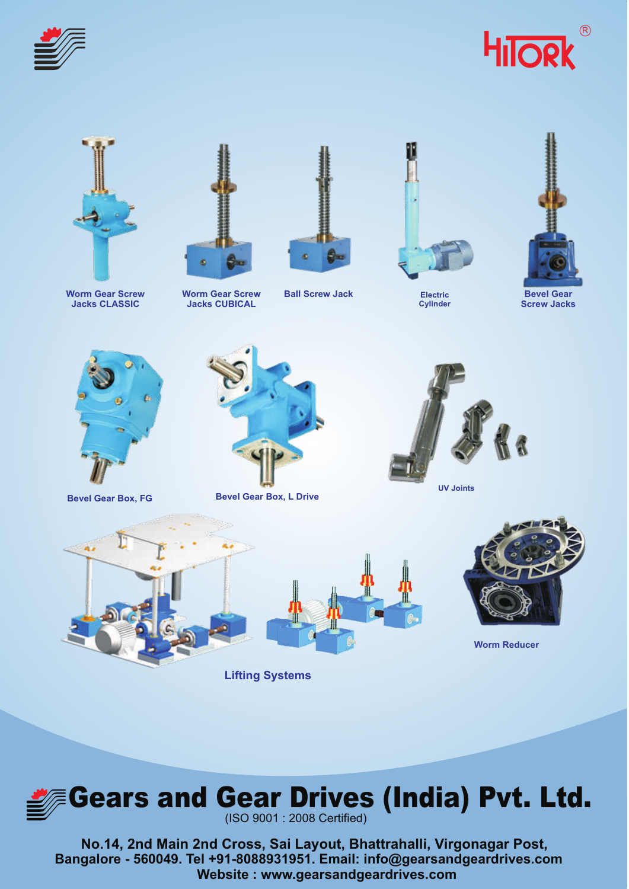HiTORK®

Worm Gear Screw Jacks CLASSIC

Worm Gear Screw Jacks CUBICAL

Ball Screw Jack

Electric Cylinder

Bevel Gear Screw Jacks

Bevel Gear Box, FG

Bevel Gear Box, L Drive

UV Joints

Worm Reducer

Lifting Systems

# Gears and Gear Drives (India) Pvt. Ltd.

(ISO 9001 : 2008 Certified)

**No.14, 2nd Main 2nd Cross, Sai Layout, Bhattrahalli, Virgonagar Post, Bangalore - 560049. Tel +91-8088931951. Email: info@gearsandgeardrives.com**

**Website : www.gearsandgeardrives.com**